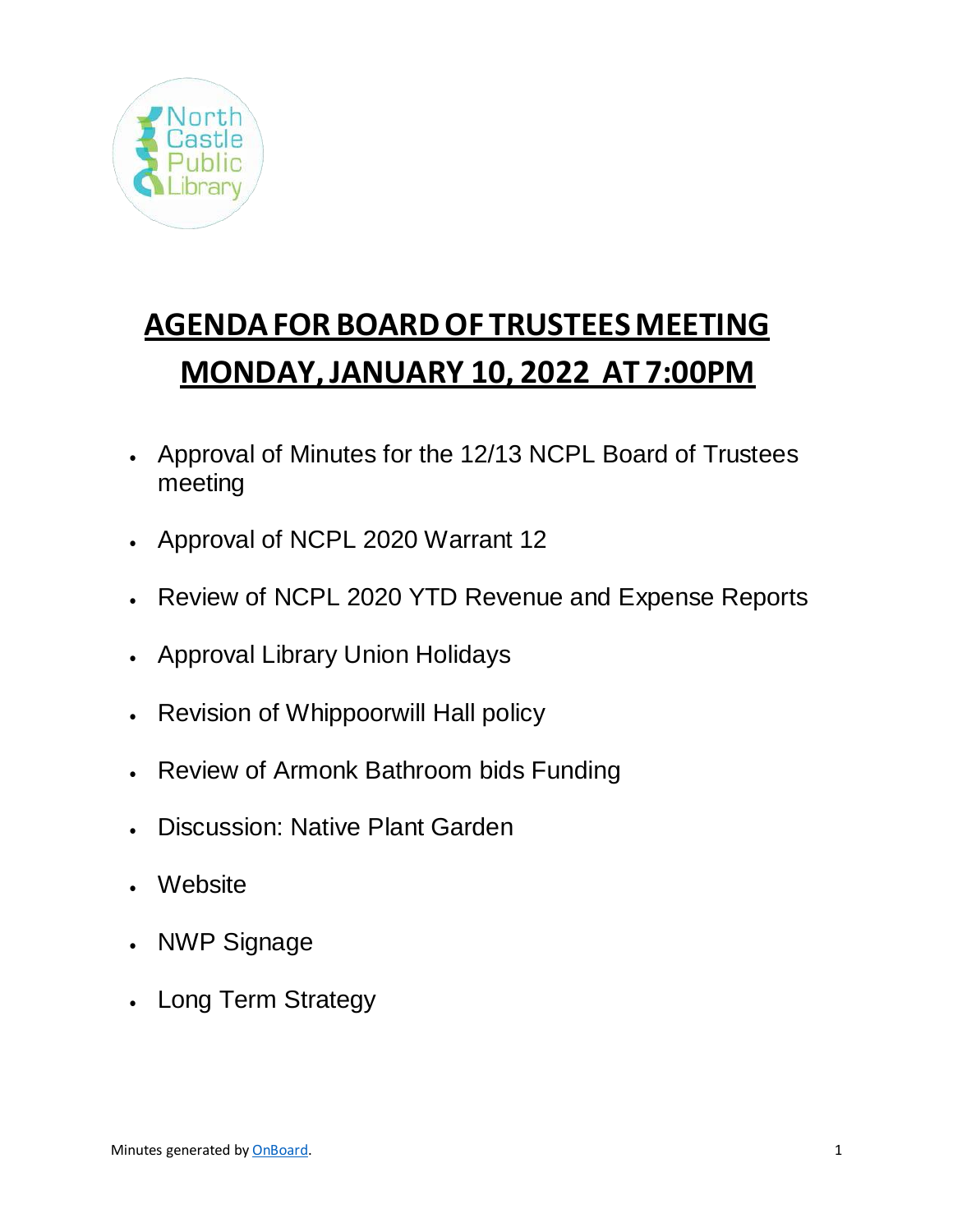# AGENDA FOR BOARD OF TRUSTEES MEETING
# MONDAY, JANUARY 10, 2022 AT 7:00PM

- Approval of Minutes for the 12/13 NCPL Board of Trustees meeting
- Approval of NCPL 2020 Warrant 12
- Review of NCPL 2020 YTD Revenue and Expense Reports
- Approval Library Union Holidays
- Revision of Whippoorwill Hall policy
- Review of Armonk Bathroom bids Funding
- Discussion: Native Plant Garden
- Website
- NWP Signage
- Long Term Strategy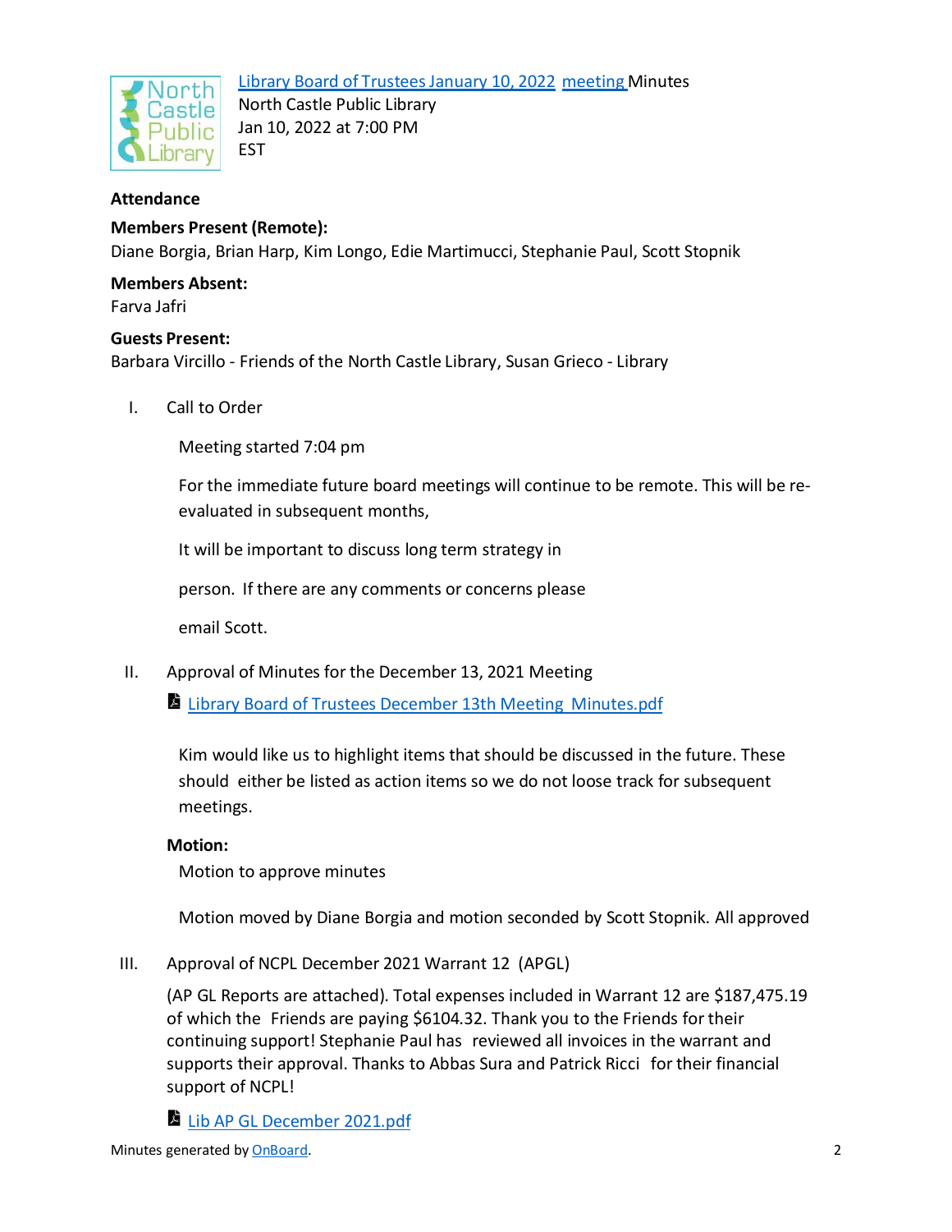Library Board of Trustees January 10, 2022 meeting Minutes
North Castle Public Library
Jan 10, 2022 at 7:00 PM
EST

**Attendance**

**Members Present (Remote):**
Diane Borgia, Brian Harp, Kim Longo, Edie Martimucci, Stephanie Paul, Scott Stopnik

**Members Absent:**
Farva Jafri

**Guests Present:**
Barbara Vircillo - Friends of the North Castle Library, Susan Grieco - Library

I. Call to Order

Meeting started 7:04 pm

For the immediate future board meetings will continue to be remote. This will be re-evaluated in subsequent months,

It will be important to discuss long term strategy in

person. If there are any comments or concerns please

email Scott.

II. Approval of Minutes for the December 13, 2021 Meeting

Library Board of Trustees December 13th Meeting Minutes.pdf

Kim would like us to highlight items that should be discussed in the future. These should either be listed as action items so we do not loose track for subsequent meetings.

**Motion:**

Motion to approve minutes

Motion moved by Diane Borgia and motion seconded by Scott Stopnik. All approved

III. Approval of NCPL December 2021 Warrant 12 (APGL)

(AP GL Reports are attached). Total expenses included in Warrant 12 are $187,475.19 of which the Friends are paying $6104.32. Thank you to the Friends for their continuing support! Stephanie Paul has reviewed all invoices in the warrant and supports their approval. Thanks to Abbas Sura and Patrick Ricci for their financial support of NCPL!

Lib AP GL December 2021.pdf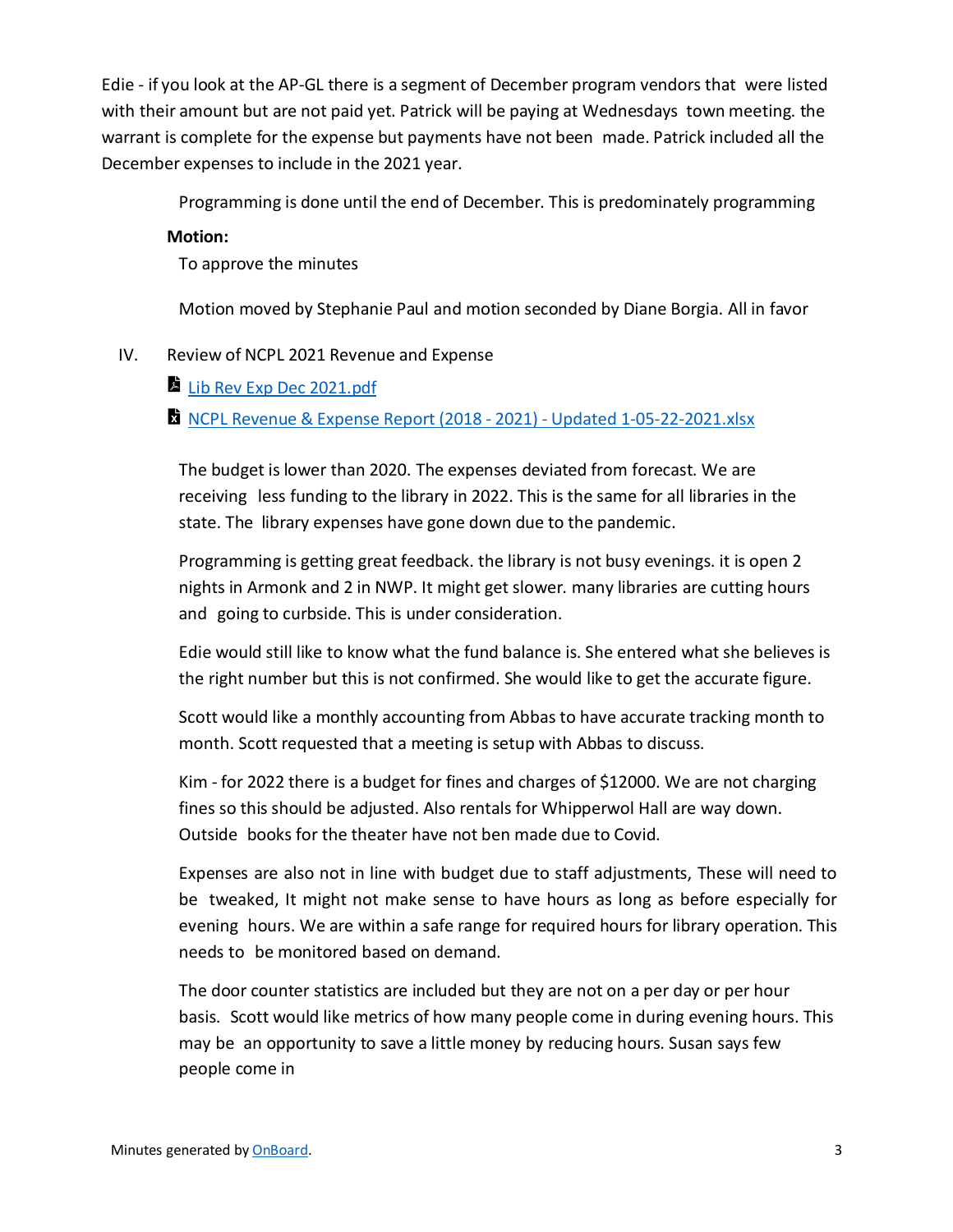Edie - if you look at the AP-GL there is a segment of December program vendors that were listed with their amount but are not paid yet. Patrick will be paying at Wednesdays town meeting. the warrant is complete for the expense but payments have not been made. Patrick included all the December expenses to include in the 2021 year.

Programming is done until the end of December. This is predominately programming

**Motion:**

To approve the minutes

Motion moved by Stephanie Paul and motion seconded by Diane Borgia. All in favor

IV. Review of NCPL 2021 Revenue and Expense

[Lib Rev Exp Dec 2021.pdf]

[NCPL Revenue & Expense Report (2018 - 2021) - Updated 1-05-22-2021.xlsx]

The budget is lower than 2020. The expenses deviated from forecast. We are receiving less funding to the library in 2022. This is the same for all libraries in the state. The library expenses have gone down due to the pandemic.

Programming is getting great feedback. the library is not busy evenings. it is open 2 nights in Armonk and 2 in NWP. It might get slower. many libraries are cutting hours and going to curbside. This is under consideration.

Edie would still like to know what the fund balance is. She entered what she believes is the right number but this is not confirmed. She would like to get the accurate figure.

Scott would like a monthly accounting from Abbas to have accurate tracking month to month. Scott requested that a meeting is setup with Abbas to discuss.

Kim - for 2022 there is a budget for fines and charges of $12000. We are not charging fines so this should be adjusted. Also rentals for Whipperwol Hall are way down. Outside books for the theater have not ben made due to Covid.

Expenses are also not in line with budget due to staff adjustments, These will need to be tweaked, It might not make sense to have hours as long as before especially for evening hours. We are within a safe range for required hours for library operation. This needs to be monitored based on demand.

The door counter statistics are included but they are not on a per day or per hour basis. Scott would like metrics of how many people come in during evening hours. This may be an opportunity to save a little money by reducing hours. Susan says few people come in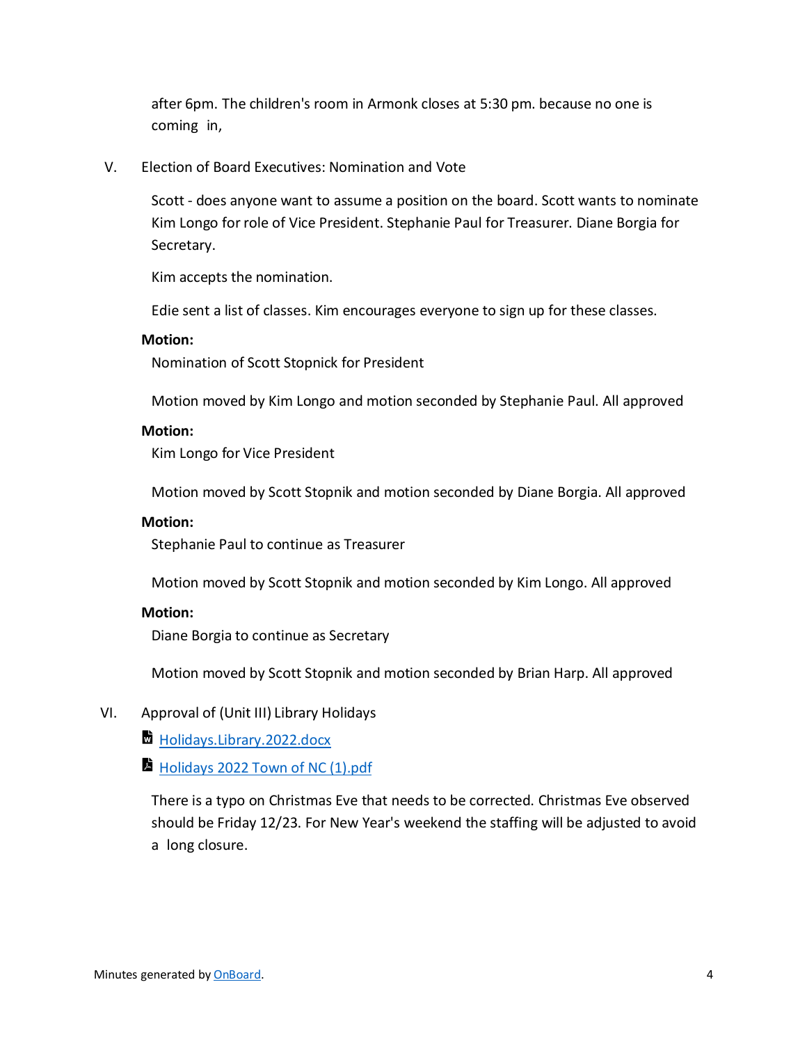after 6pm. The children's room in Armonk closes at 5:30 pm. because no one is coming in,

V. Election of Board Executives: Nomination and Vote

Scott - does anyone want to assume a position on the board. Scott wants to nominate Kim Longo for role of Vice President. Stephanie Paul for Treasurer. Diane Borgia for Secretary.

Kim accepts the nomination.

Edie sent a list of classes. Kim encourages everyone to sign up for these classes.

**Motion:**

Nomination of Scott Stopnick for President

Motion moved by Kim Longo and motion seconded by Stephanie Paul. All approved

**Motion:**

Kim Longo for Vice President

Motion moved by Scott Stopnik and motion seconded by Diane Borgia. All approved

**Motion:**

Stephanie Paul to continue as Treasurer

Motion moved by Scott Stopnik and motion seconded by Kim Longo. All approved

**Motion:**

Diane Borgia to continue as Secretary

Motion moved by Scott Stopnik and motion seconded by Brian Harp. All approved

VI. Approval of (Unit III) Library Holidays

[Holidays.Library.2022.docx]

[Holidays 2022 Town of NC (1).pdf]

There is a typo on Christmas Eve that needs to be corrected. Christmas Eve observed should be Friday 12/23. For New Year's weekend the staffing will be adjusted to avoid a long closure.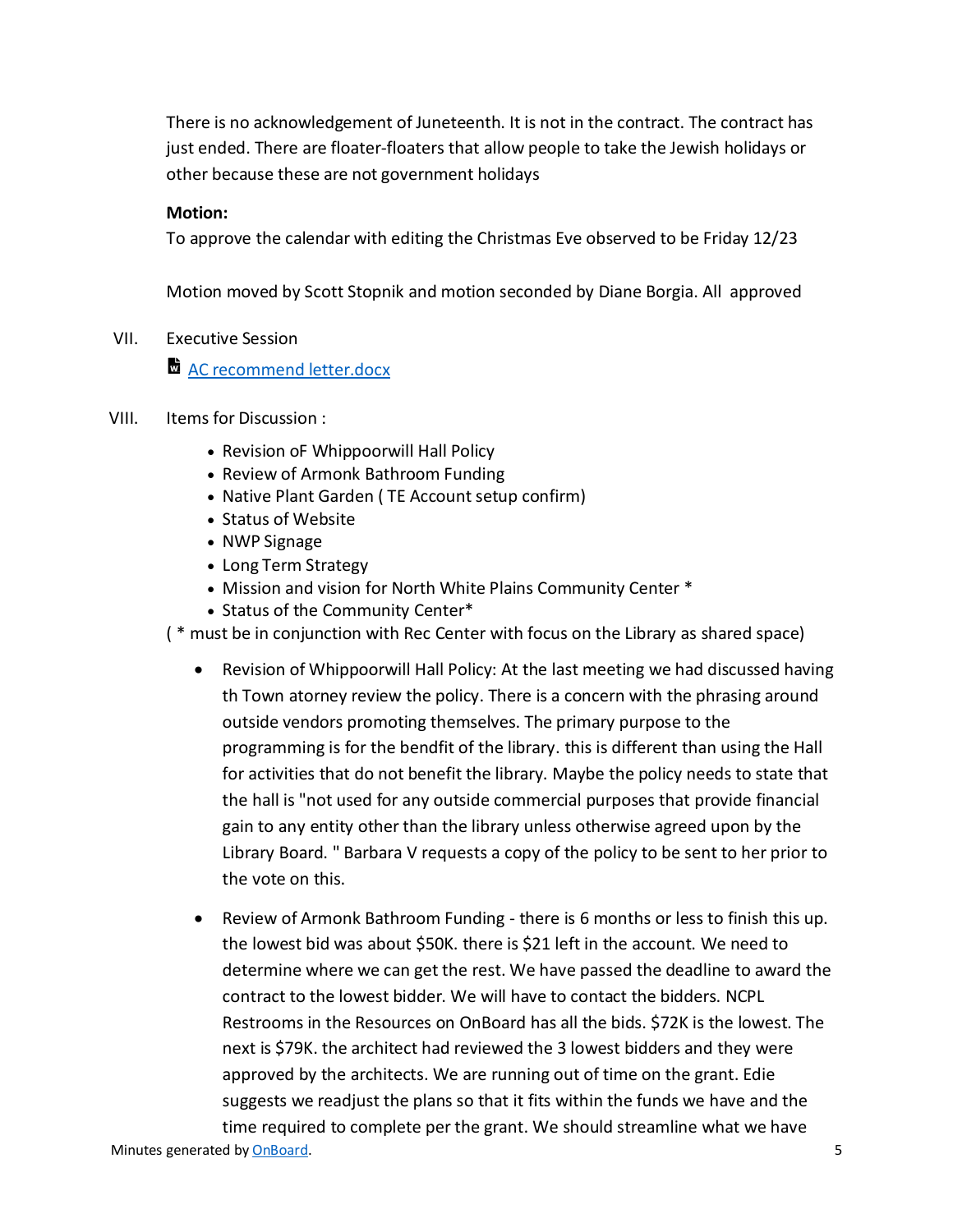There is no acknowledgement of Juneteenth. It is not in the contract. The contract has just ended. There are floater-floaters that allow people to take the Jewish holidays or other because these are not government holidays

**Motion:**
To approve the calendar with editing the Christmas Eve observed to be Friday 12/23

Motion moved by Scott Stopnik and motion seconded by Diane Borgia. All approved

VII. Executive Session

[AC recommend letter.docx]

VIII. Items for Discussion :

- Revision oF Whippoorwill Hall Policy
- Review of Armonk Bathroom Funding
- Native Plant Garden ( TE Account setup confirm)
- Status of Website
- NWP Signage
- Long Term Strategy
- Mission and vision for North White Plains Community Center *
- Status of the Community Center*

( * must be in conjunction with Rec Center with focus on the Library as shared space)

- Revision of Whippoorwill Hall Policy: At the last meeting we had discussed having th Town atorney review the policy. There is a concern with the phrasing around outside vendors promoting themselves. The primary purpose to the programming is for the bendfit of the library. this is different than using the Hall for activities that do not benefit the library. Maybe the policy needs to state that the hall is "not used for any outside commercial purposes that provide financial gain to any entity other than the library unless otherwise agreed upon by the Library Board. " Barbara V requests a copy of the policy to be sent to her prior to the vote on this.

- Review of Armonk Bathroom Funding - there is 6 months or less to finish this up. the lowest bid was about $50K. there is $21 left in the account. We need to determine where we can get the rest. We have passed the deadline to award the contract to the lowest bidder. We will have to contact the bidders. NCPL Restrooms in the Resources on OnBoard has all the bids. $72K is the lowest. The next is $79K. the architect had reviewed the 3 lowest bidders and they were approved by the architects. We are running out of time on the grant. Edie suggests we readjust the plans so that it fits within the funds we have and the time required to complete per the grant. We should streamline what we have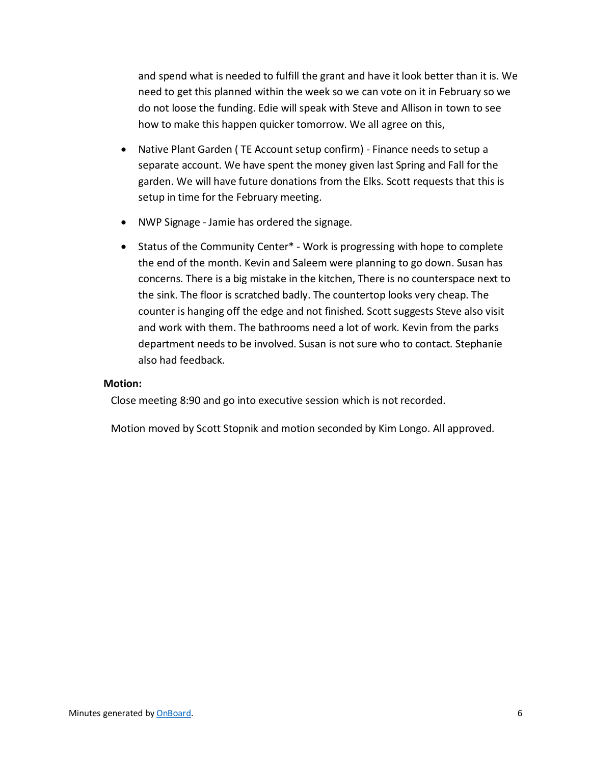and spend what is needed to fulfill the grant and have it look better than it is. We need to get this planned within the week so we can vote on it in February so we do not loose the funding. Edie will speak with Steve and Allison in town to see how to make this happen quicker tomorrow. We all agree on this,

- Native Plant Garden ( TE Account setup confirm) - Finance needs to setup a separate account. We have spent the money given last Spring and Fall for the garden. We will have future donations from the Elks. Scott requests that this is setup in time for the February meeting.
- NWP Signage - Jamie has ordered the signage.
- Status of the Community Center* - Work is progressing with hope to complete the end of the month. Kevin and Saleem were planning to go down. Susan has concerns. There is a big mistake in the kitchen, There is no counterspace next to the sink. The floor is scratched badly. The countertop looks very cheap. The counter is hanging off the edge and not finished. Scott suggests Steve also visit and work with them. The bathrooms need a lot of work. Kevin from the parks department needs to be involved. Susan is not sure who to contact. Stephanie also had feedback.

**Motion:**

Close meeting 8:90 and go into executive session which is not recorded.

Motion moved by Scott Stopnik and motion seconded by Kim Longo. All approved.